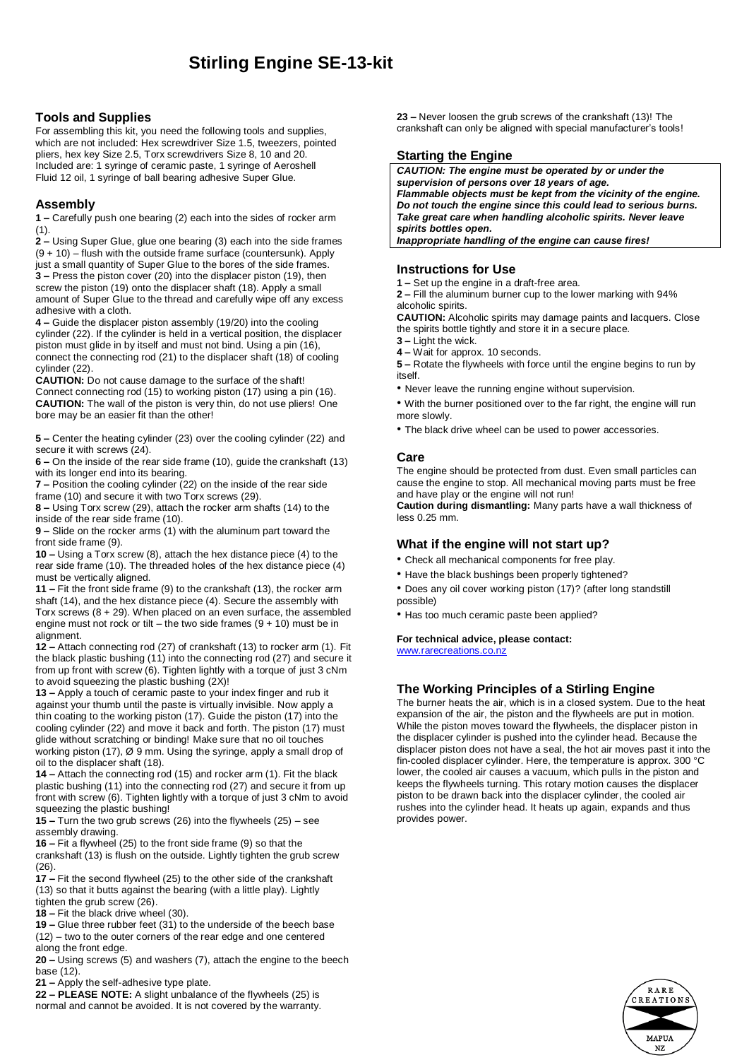# Stirling Engine SE-13-kit

## Tools and Supplies

For assembling this kit, you need the following tools and supplies, which are not included: Hex screwdriver Size 1.5, tweezers, pointed pliers, hex key Size 2.5, Torx screwdrivers Size 8, 10 and 20. Included are: 1 syringe of ceramic paste, 1 syringe of Aeroshell Fluid 12 oil, 1 syringe of ball bearing adhesive Super Glue.

## Assembly

**1 –** Carefully push one bearing (2) each into the sides of rocker arm (1).

**2 –** Using Super Glue, glue one bearing (3) each into the side frames (9 + 10) – flush with the outside frame surface (countersunk). Apply just a small quantity of Super Glue to the bores of the side frames.

**3 –** Press the piston cover (20) into the displacer piston (19), then screw the piston (19) onto the displacer shaft (18). Apply a small amount of Super Glue to the thread and carefully wipe off any excess adhesive with a cloth.

**4 –** Guide the displacer piston assembly (19/20) into the cooling cylinder (22). If the cylinder is held in a vertical position, the displacer piston must glide in by itself and must not bind. Using a pin (16), connect the connecting rod (21) to the displacer shaft (18) of cooling cylinder (22).

**CAUTION:** Do not cause damage to the surface of the shaft!

Connect connecting rod (15) to working piston (17) using a pin (16).

**CAUTION:** The wall of the piston is very thin, do not use pliers! One bore may be an easier fit than the other!

**5 –** Center the heating cylinder (23) over the cooling cylinder (22) and secure it with screws (24).

**6 –** On the inside of the rear side frame (10), guide the crankshaft (13) with its longer end into its bearing.

**7 –** Position the cooling cylinder (22) on the inside of the rear side frame (10) and secure it with two Torx screws (29).

**8 –** Using Torx screw (29), attach the rocker arm shafts (14) to the inside of the rear side frame (10).

**9 –** Slide on the rocker arms (1) with the aluminum part toward the front side frame (9).

**10 –** Using a Torx screw (8), attach the hex distance piece (4) to the rear side frame (10). The threaded holes of the hex distance piece (4) must be vertically aligned.

**11 –** Fit the front side frame (9) to the crankshaft (13), the rocker arm shaft (14), and the hex distance piece (4). Secure the assembly with Torx screws (8 + 29). When placed on an even surface, the assembled engine must not rock or tilt – the two side frames (9 + 10) must be in alignment.

**12 –** Attach connecting rod (27) of crankshaft (13) to rocker arm (1). Fit the black plastic bushing (11) into the connecting rod (27) and secure it from up front with screw (6). Tighten lightly with a torque of just 3 cNm to avoid squeezing the plastic bushing (2X)!

**13 –** Apply a touch of ceramic paste to your index finger and rub it against your thumb until the paste is virtually invisible. Now apply a thin coating to the working piston (17). Guide the piston (17) into the cooling cylinder (22) and move it back and forth. The piston (17) must glide without scratching or binding! Make sure that no oil touches working piston (17), Ø 9 mm. Using the syringe, apply a small drop of oil to the displacer shaft (18).

**14 –** Attach the connecting rod (15) and rocker arm (1). Fit the black plastic bushing (11) into the connecting rod (27) and secure it from up front with screw (6). Tighten lightly with a torque of just 3 cNm to avoid squeezing the plastic bushing!

**15 –** Turn the two grub screws (26) into the flywheels (25) – see assembly drawing.

**16 –** Fit a flywheel (25) to the front side frame (9) so that the crankshaft (13) is flush on the outside. Lightly tighten the grub screw (26).

**17 –** Fit the second flywheel (25) to the other side of the crankshaft (13) so that it butts against the bearing (with a little play). Lightly tighten the grub screw (26).

**18 –** Fit the black drive wheel (30).

**19 –** Glue three rubber feet (31) to the underside of the beech base (12) – two to the outer corners of the rear edge and one centered along the front edge.

**20 –** Using screws (5) and washers (7), attach the engine to the beech base (12).

**21 –** Apply the self-adhesive type plate.

**22 – PLEASE NOTE:** A slight unbalance of the flywheels (25) is normal and cannot be avoided. It is not covered by the warranty.

**23 –** Never loosen the grub screws of the crankshaft (13)! The crankshaft can only be aligned with special manufacturer's tools!

## Starting the Engine

***CAUTION: The engine must be operated by or under the supervision of persons over 18 years of age.***
***Flammable objects must be kept from the vicinity of the engine. Do not touch the engine since this could lead to serious burns. Take great care when handling alcoholic spirits. Never leave spirits bottles open.***
***Inappropriate handling of the engine can cause fires!***

## Instructions for Use

**1 –** Set up the engine in a draft-free area.

**2 –** Fill the aluminum burner cup to the lower marking with 94% alcoholic spirits.

**CAUTION:** Alcoholic spirits may damage paints and lacquers. Close the spirits bottle tightly and store it in a secure place.

**3 –** Light the wick.

**4 –** Wait for approx. 10 seconds.

**5 –** Rotate the flywheels with force until the engine begins to run by itself.

- Never leave the running engine without supervision.
- With the burner positioned over to the far right, the engine will run more slowly.
- The black drive wheel can be used to power accessories.

## Care

The engine should be protected from dust. Even small particles can cause the engine to stop. All mechanical moving parts must be free and have play or the engine will not run!

**Caution during dismantling:** Many parts have a wall thickness of less 0.25 mm.

## What if the engine will not start up?

- Check all mechanical components for free play.
- Have the black bushings been properly tightened?
- Does any oil cover working piston (17)? (after long standstill possible)
- Has too much ceramic paste been applied?

**For technical advice, please contact:**
www.rarecreations.co.nz

## The Working Principles of a Stirling Engine

The burner heats the air, which is in a closed system. Due to the heat expansion of the air, the piston and the flywheels are put in motion. While the piston moves toward the flywheels, the displacer piston in the displacer cylinder is pushed into the cylinder head. Because the displacer piston does not have a seal, the hot air moves past it into the fin-cooled displacer cylinder. Here, the temperature is approx. 300 °C lower, the cooled air causes a vacuum, which pulls in the piston and keeps the flywheels turning. This rotary motion causes the displacer piston to be drawn back into the displacer cylinder, the cooled air rushes into the cylinder head. It heats up again, expands and thus provides power.

RARE CREATIONS MAPUA NZ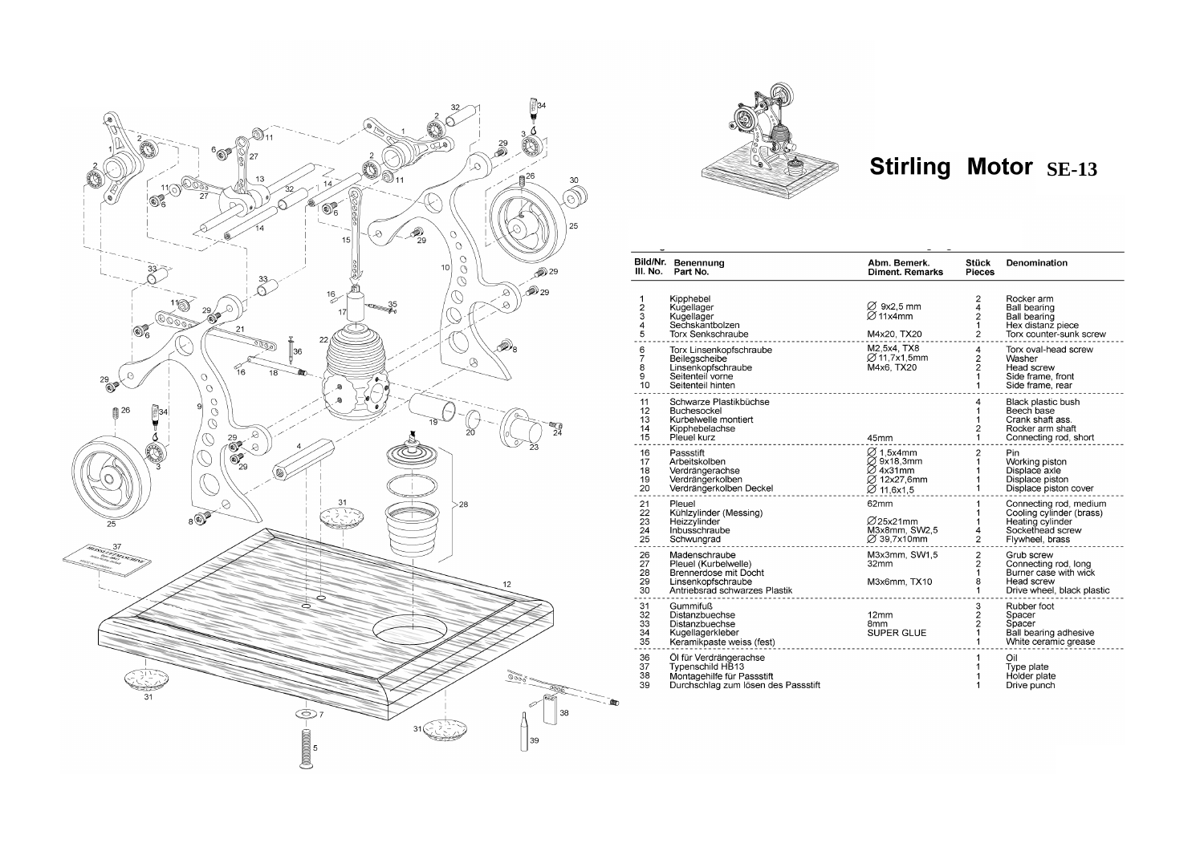# Stirling Motor SE-13

| Bild/Nr. Ill. No. | Benennung Part No. | Abm. Bemerk. Diment. Remarks | Stück Pieces | Denomination |
|---|---|---|---|---|
| 1 | Kipphebel | | 2 | Rocker arm |
| 2 | Kugellager | ∅ 9x2,5 mm | 4 | Ball bearing |
| 3 | Kugellager | ∅ 11x4mm | 2 | Ball bearing |
| 4 | Sechskantbolzen | | 1 | Hex distanz piece |
| 5 | Torx Senkschraube | M4x20, TX20 | 2 | Torx counter-sunk screw |
| 6 | Torx Linsenkopfschraube | M2,5x4, TX8 | 4 | Torx oval-head screw |
| 7 | Beilegscheibe | ∅ 11,7x1,5mm | 2 | Washer |
| 8 | Linsenkopfschraube | M4x6, TX20 | 2 | Head screw |
| 9 | Seitenteil vorne | | 1 | Side frame, front |
| 10 | Seitenteil hinten | | 1 | Side frame, rear |
| 11 | Schwarze Plastikbüchse | | 4 | Black plastic bush |
| 12 | Buchesockel | | 1 | Beech base |
| 13 | Kurbelwelle montiert | | 1 | Crank shaft ass. |
| 14 | Kipphebelachse | | 2 | Rocker arm shaft |
| 15 | Pleuel kurz | 45mm | 1 | Connecting rod, short |
| 16 | Passstift | ∅ 1,5x4mm | 2 | Pin |
| 17 | Arbeitskolben | ∅ 9x18,3mm | 1 | Working piston |
| 18 | Verdrängerachse | ∅ 4x31mm | 1 | Displace axle |
| 19 | Verdrängerkolben | ∅ 12x27,6mm | 1 | Displace piston |
| 20 | Verdrängerkolben Deckel | ∅ 11,6x1,5 | 1 | Displace piston cover |
| 21 | Pleuel | 62mm | 1 | Connecting rod, medium |
| 22 | Kühlzylinder (Messing) | | 1 | Cooling cylinder (brass) |
| 23 | Heizzylinder | ∅25x21mm | 1 | Heating cylinder |
| 24 | Inbusschraube | M3x8mm, SW2,5 | 4 | Sockethead screw |
| 25 | Schwungrad | ∅ 39,7x10mm | 2 | Flywheel, brass |
| 26 | Madenschraube | M3x3mm, SW1,5 | 2 | Grub screw |
| 27 | Pleuel (Kurbelwelle) | 32mm | 2 | Connecting rod, long |
| 28 | Brennerdose mit Docht | | 1 | Burner case with wick |
| 29 | Linsenkopfschraube | M3x6mm, TX10 | 8 | Head screw |
| 30 | Antriebsrad schwarzes Plastik | | 1 | Drive wheel, black plastic |
| 31 | Gummifuß | | 3 | Rubber foot |
| 32 | Distanzbuechse | 12mm | 2 | Spacer |
| 33 | Distanzbuechse | 8mm | 2 | Spacer |
| 34 | Kugellagerkleber | SUPER GLUE | 1 | Ball bearing adhesive |
| 35 | Keramikpaste weiss (fest) | | 1 | White ceramic grease |
| 36 | Öl für Verdrängerachse | | 1 | Oil |
| 37 | Typenschild HB13 | | 1 | Type plate |
| 38 | Montagehilfe für Passstift | | 1 | Holder plate |
| 39 | Durchschlag zum lösen des Passstift | | 1 | Drive punch |